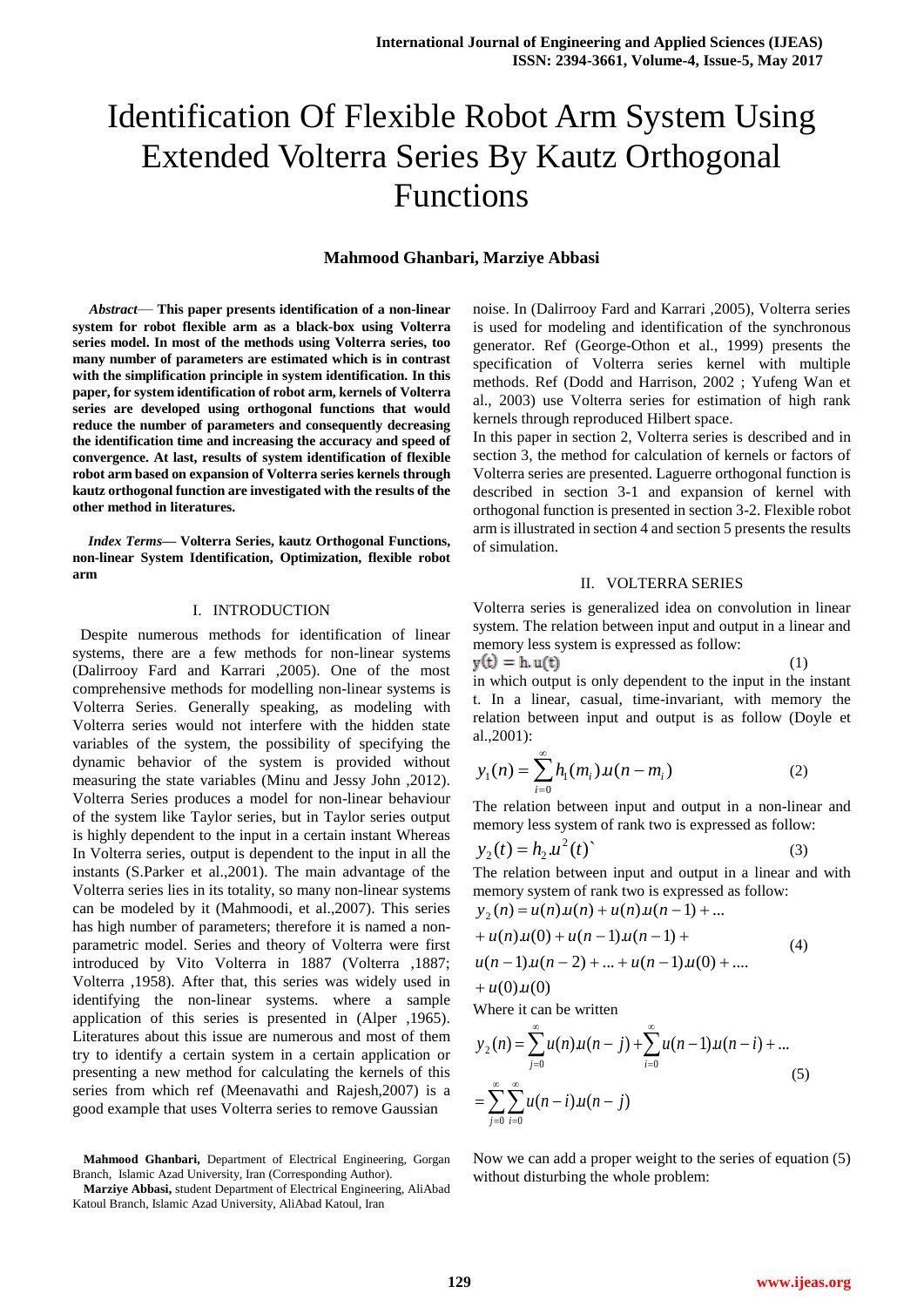# Identification Of Flexible Robot Arm System Using Extended Volterra Series By Kautz Orthogonal Functions

**Mahmood Ghanbari, Marziye Abbasi**

***Abstract*— This paper presents identification of a non-linear system for robot flexible arm as a black-box using Volterra series model. In most of the methods using Volterra series, too many number of parameters are estimated which is in contrast with the simplification principle in system identification. In this paper, for system identification of robot arm, kernels of Volterra series are developed using orthogonal functions that would reduce the number of parameters and consequently decreasing the identification time and increasing the accuracy and speed of convergence. At last, results of system identification of flexible robot arm based on expansion of Volterra series kernels through kautz orthogonal function are investigated with the results of the other method in literatures.**

***Index Terms*— Volterra Series, kautz Orthogonal Functions, non-linear System Identification, Optimization, flexible robot arm**

## I. INTRODUCTION

Despite numerous methods for identification of linear systems, there are a few methods for non-linear systems (Dalirrooy Fard and Karrari ,2005). One of the most comprehensive methods for modelling non-linear systems is Volterra Series. Generally speaking, as modeling with Volterra series would not interfere with the hidden state variables of the system, the possibility of specifying the dynamic behavior of the system is provided without measuring the state variables (Minu and Jessy John ,2012). Volterra Series produces a model for non-linear behaviour of the system like Taylor series, but in Taylor series output is highly dependent to the input in a certain instant Whereas In Volterra series, output is dependent to the input in all the instants (S.Parker et al.,2001). The main advantage of the Volterra series lies in its totality, so many non-linear systems can be modeled by it (Mahmoodi, et al.,2007). This series has high number of parameters; therefore it is named a non-parametric model. Series and theory of Volterra were first introduced by Vito Volterra in 1887 (Volterra ,1887; Volterra ,1958). After that, this series was widely used in identifying the non-linear systems. where a sample application of this series is presented in (Alper ,1965). Literatures about this issue are numerous and most of them try to identify a certain system in a certain application or presenting a new method for calculating the kernels of this series from which ref (Meenavathi and Rajesh,2007) is a good example that uses Volterra series to remove Gaussian noise. In (Dalirrooy Fard and Karrari ,2005), Volterra series is used for modeling and identification of the synchronous generator. Ref (George-Othon et al., 1999) presents the specification of Volterra series kernel with multiple methods. Ref (Dodd and Harrison, 2002 ; Yufeng Wan et al., 2003) use Volterra series for estimation of high rank kernels through reproduced Hilbert space.

In this paper in section 2, Volterra series is described and in section 3, the method for calculation of kernels or factors of Volterra series are presented. Laguerre orthogonal function is described in section 3-1 and expansion of kernel with orthogonal function is presented in section 3-2. Flexible robot arm is illustrated in section 4 and section 5 presents the results of simulation.

## II. VOLTERRA SERIES

Volterra series is generalized idea on convolution in linear system. The relation between input and output in a linear and memory less system is expressed as follow:

$$y(t) = h.u(t) \tag{1}$$

in which output is only dependent to the input in the instant t. In a linear, casual, time-invariant, with memory the relation between input and output is as follow (Doyle et al.,2001):

$$y_1(n) = \sum_{i=0}^{\infty} h_1(m_i).u(n-m_i) \tag{2}$$

The relation between input and output in a non-linear and memory less system of rank two is expressed as follow:

$$y_2(t) = h_2.u^2(t) \tag{3}$$

The relation between input and output in a linear and with memory system of rank two is expressed as follow:

$$\begin{aligned} y_2(n) &= u(n).u(n) + u(n).u(n-1) + ... \\ &+ u(n).u(0) + u(n-1).u(n-1) + \\ &u(n-1).u(n-2) + ... + u(n-1).u(0) + .... \\ &+ u(0).u(0) \end{aligned} \tag{4}$$

Where it can be written

$$\begin{aligned} y_2(n) &= \sum_{j=0}^{\infty} u(n).u(n-j) + \sum_{i=0}^{\infty} u(n-1).u(n-i) + ... \\ &= \sum_{j=0}^{\infty} \sum_{i=0}^{\infty} u(n-i).u(n-j) \end{aligned} \tag{5}$$

Now we can add a proper weight to the series of equation (5) without disturbing the whole problem:

**Mahmood Ghanbari,** Department of Electrical Engineering, Gorgan Branch, Islamic Azad University, Iran (Corresponding Author).

**Marziye Abbasi,** student Department of Electrical Engineering, AliAbad Katoul Branch, Islamic Azad University, AliAbad Katoul, Iran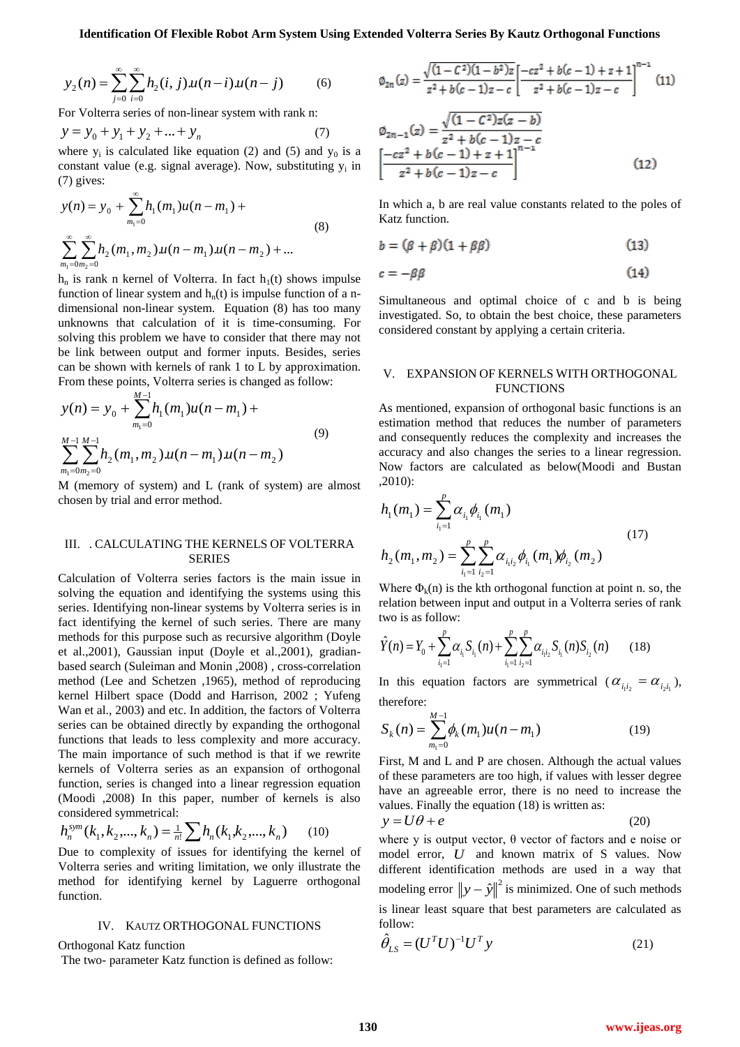$$y_2(n) = \sum_{j=0}^{\infty}\sum_{i=0}^{\infty} h_2(i,j).u(n-i).u(n-j) \qquad (6)$$

For Volterra series of non-linear system with rank n:

$$y = y_0 + y_1 + y_2 + ... + y_n \qquad (7)$$

where $y_i$ is calculated like equation (2) and (5) and $y_0$ is a constant value (e.g. signal average). Now, substituting $y_i$ in (7) gives:

$$y(n) = y_0 + \sum_{m_1=0}^{\infty} h_1(m_1)u(n-m_1) + \sum_{m_1=0}^{\infty}\sum_{m_2=0}^{\infty} h_2(m_1,m_2).u(n-m_1).u(n-m_2) + ... \qquad (8)$$

$h_n$ is rank n kernel of Volterra. In fact $h_1(t)$ shows impulse function of linear system and $h_n(t)$ is impulse function of a n-dimensional non-linear system. Equation (8) has too many unknowns that calculation of it is time-consuming. For solving this problem we have to consider that there may not be link between output and former inputs. Besides, series can be shown with kernels of rank 1 to L by approximation. From these points, Volterra series is changed as follow:

$$y(n) = y_0 + \sum_{m_1=0}^{M-1} h_1(m_1)u(n-m_1) + \sum_{m_1=0}^{M-1}\sum_{m_2=0}^{M-1} h_2(m_1,m_2).u(n-m_1).u(n-m_2) \qquad (9)$$

M (memory of system) and L (rank of system) are almost chosen by trial and error method.

## III. . CALCULATING THE KERNELS OF VOLTERRA SERIES

Calculation of Volterra series factors is the main issue in solving the equation and identifying the systems using this series. Identifying non-linear systems by Volterra series is in fact identifying the kernel of such series. There are many methods for this purpose such as recursive algorithm (Doyle et al.,2001), Gaussian input (Doyle et al.,2001), gradian-based search (Suleiman and Monin ,2008) , cross-correlation method (Lee and Schetzen ,1965), method of reproducing kernel Hilbert space (Dodd and Harrison, 2002 ; Yufeng Wan et al., 2003) and etc. In addition, the factors of Volterra series can be obtained directly by expanding the orthogonal functions that leads to less complexity and more accuracy. The main importance of such method is that if we rewrite kernels of Volterra series as an expansion of orthogonal function, series is changed into a linear regression equation (Moodi ,2008) In this paper, number of kernels is also considered symmetrical:

$$h_n^{sym}(k_1,k_2,...,k_n) = \tfrac{1}{n!}\sum h_n(k_1,k_2,...,k_n) \qquad (10)$$

Due to complexity of issues for identifying the kernel of Volterra series and writing limitation, we only illustrate the method for identifying kernel by Laguerre orthogonal function.

## IV. KAUTZ ORTHOGONAL FUNCTIONS

Orthogonal Katz function

The two- parameter Katz function is defined as follow:

$$\phi_{2n}(z) = \frac{\sqrt{(1-C^2)(1-b^2)z}}{z^2+b(c-1)z-c}\left[\frac{-cz^2+b(c-1)+z+1}{z^2+b(c-1)z-c}\right]^{n-1} \qquad (11)$$

$$\phi_{2n-1}(z) = \frac{\sqrt{(1-C^2)z(z-b)}}{z^2+b(c-1)z-c}\left[\frac{-cz^2+b(c-1)+z+1}{z^2+b(c-1)z-c}\right]^{n-1} \qquad (12)$$

In which a, b are real value constants related to the poles of Katz function.

$$b = (\beta+\beta)(1+\beta\beta) \qquad (13)$$

$$c = -\beta\beta \qquad (14)$$

Simultaneous and optimal choice of c and b is being investigated. So, to obtain the best choice, these parameters considered constant by applying a certain criteria.

## V. EXPANSION OF KERNELS WITH ORTHOGONAL FUNCTIONS

As mentioned, expansion of orthogonal basic functions is an estimation method that reduces the number of parameters and consequently reduces the complexity and increases the accuracy and also changes the series to a linear regression. Now factors are calculated as below(Moodi and Bustan ,2010):

$$h_1(m_1) = \sum_{i_1=1}^{p} \alpha_{i_1}\phi_{i_1}(m_1)$$
$$h_2(m_1,m_2) = \sum_{i_1=1}^{p}\sum_{i_2=1}^{p} \alpha_{i_1i_2}\phi_{i_1}(m_1)\phi_{i_2}(m_2) \qquad (17)$$

Where $\Phi_k(n)$ is the kth orthogonal function at point n. so, the relation between input and output in a Volterra series of rank two is as follow:

$$\hat{Y}(n) = Y_0 + \sum_{i_1=1}^{p}\alpha_{i_1}S_{i_1}(n) + \sum_{i_1=1}^{p}\sum_{i_2=1}^{p}\alpha_{i_1i_2}S_{i_1}(n)S_{i_2}(n) \qquad (18)$$

In this equation factors are symmetrical ($\alpha_{i_1i_2} = \alpha_{i_2i_1}$), therefore:

$$S_k(n) = \sum_{m_1=0}^{M-1}\phi_k(m_1)u(n-m_1) \qquad (19)$$

First, M and L and P are chosen. Although the actual values of these parameters are too high, if values with lesser degree have an agreeable error, there is no need to increase the values. Finally the equation (18) is written as:

$$y = U\theta + e \qquad (20)$$

where y is output vector, θ vector of factors and e noise or model error, $U$ and known matrix of S values. Now different identification methods are used in a way that modeling error $\|y-\hat{y}\|^2$ is minimized. One of such methods is linear least square that best parameters are calculated as follow:

$$\hat{\theta}_{LS} = (U^TU)^{-1}U^Ty \qquad (21)$$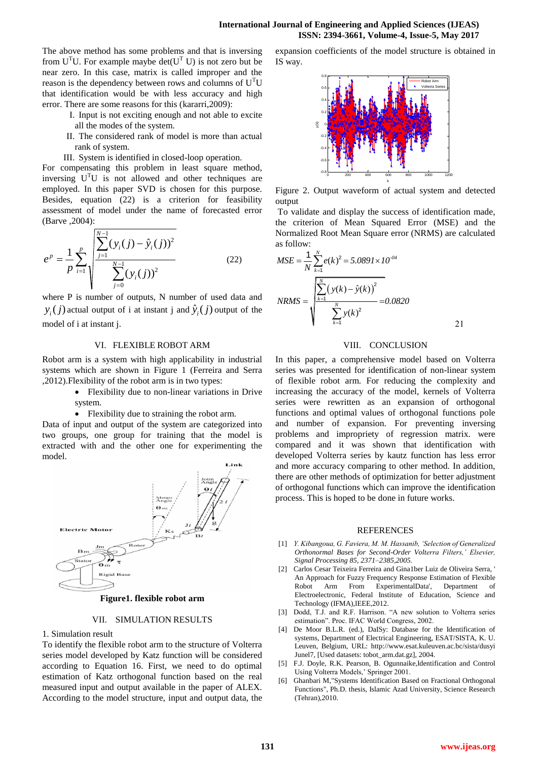The above method has some problems and that is inversing from $U^TU$. For example maybe $\det(U^T U)$ is not zero but be near zero. In this case, matrix is called improper and the reason is the dependency between rows and columns of $U^TU$ that identification would be with less accuracy and high error. There are some reasons for this (kararri,2009):

I. Input is not exciting enough and not able to excite all the modes of the system.

II. The considered rank of model is more than actual rank of system.

III. System is identified in closed-loop operation.

For compensating this problem in least square method, inversing $U^TU$ is not allowed and other techniques are employed. In this paper SVD is chosen for this purpose. Besides, equation (22) is a criterion for feasibility assessment of model under the name of forecasted error (Barve ,2004):

$$e^p = \frac{1}{p}\sum_{i=1}^{p}\sqrt{\frac{\sum_{j=1}^{N-1}(y_i(j)-\hat{y}_i(j))^2}{\sum_{j=0}^{N-1}(y_i(j))^2}} \qquad (22)$$

where P is number of outputs, N number of used data and $y_i(j)$ actual output of i at instant j and $\hat{y}_i(j)$ output of the model of i at instant j.

## VI. FLEXIBLE ROBOT ARM

Robot arm is a system with high applicability in industrial systems which are shown in Figure 1 (Ferreira and Serra ,2012).Flexibility of the robot arm is in two types:

- Flexibility due to non-linear variations in Drive system.
- Flexibility due to straining the robot arm.

Data of input and output of the system are categorized into two groups, one group for training that the model is extracted with and the other one for experimenting the model.

**Figure1. flexible robot arm**

## VII. SIMULATION RESULTS

1. Simulation result

To identify the flexible robot arm to the structure of Volterra series model developed by Katz function will be considered according to Equation 16. First, we need to do optimal estimation of Katz orthogonal function based on the real measured input and output available in the paper of ALEX. According to the model structure, input and output data, the expansion coefficients of the model structure is obtained in IS way.

Figure 2. Output waveform of actual system and detected output

To validate and display the success of identification made, the criterion of Mean Squared Error (MSE) and the Normalized Root Mean Square error (NRMS) are calculated as follow:

$$MSE = \frac{1}{N}\sum_{k=1}^{N}e(k)^2 = 5.0891\times 10^{-04}$$

$$NRMS = \sqrt{\frac{\sum_{k=1}^{N}\left(y(k)-\hat{y}(k)\right)^2}{\sum_{k=1}^{N}y(k)^2}} = 0.0820 \qquad 21$$

## VIII. CONCLUSION

In this paper, a comprehensive model based on Volterra series was presented for identification of non-linear system of flexible robot arm. For reducing the complexity and increasing the accuracy of the model, kernels of Volterra series were rewritten as an expansion of orthogonal functions and optimal values of orthogonal functions pole and number of expansion. For preventing inversing problems and impropriety of regression matrix. were compared and it was shown that identification with developed Volterra series by kautz function has less error and more accuracy comparing to other method. In addition, there are other methods of optimization for better adjustment of orthogonal functions which can improve the identification process. This is hoped to be done in future works.

## REFERENCES

[1] *Y. Kibangoua, G. Faviera, M. M. Hassanib, 'Selection of Generalized Orthonormal Bases for Second-Order Volterra Filters,' Elsevier, Signal Processing 85, 2371–2385,2005.*

[2] Carlos Cesar Teixeira Ferreira and Gina1ber Luiz de Oliveira Serra, ' An Approach for Fuzzy Frequency Response Estimation of Flexible Robot Arm From ExperimentalData', Department of Electroelectronic, Federal Institute of Education, Science and Technology (IFMA),IEEE,2012.

[3] Dodd, T.J. and R.F. Harrison. "A new solution to Volterra series estimation". Proc. IFAC World Congress, 2002.

[4] De Moor B.L.R. (ed.), DaISy: Database for the Identification of systems, Department of Electrical Engineering, ESAT/SISTA, K. U. Leuven, Belgium, URL: http://www.esat.kuleuven.ac.bc/sista/dusyi Junel7, [Used datasets: tobot_arm.dat.gz], 2004.

[5] F.J. Doyle, R.K. Pearson, B. Ogunnaike,Identification and Control Using Volterra Models,' Springer 2001.

[6] Ghanbari M,"Systems Identification Based on Fractional Orthogonal Functions", Ph.D. thesis, Islamic Azad University, Science Research (Tehran),2010.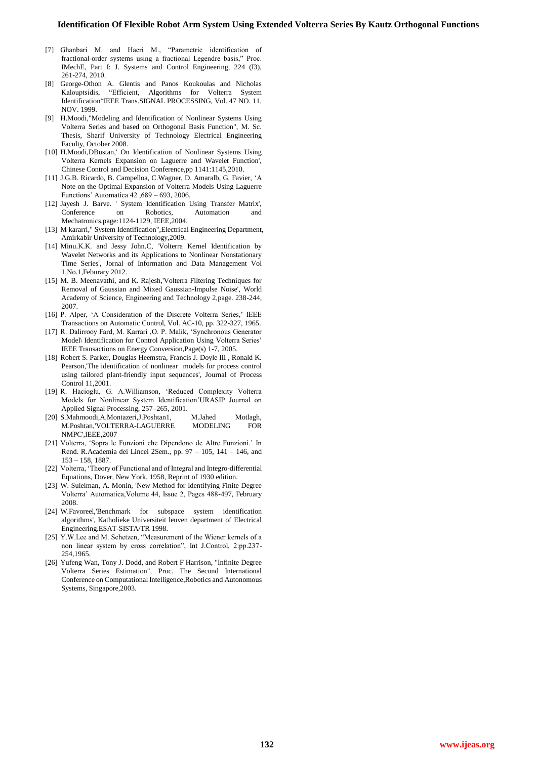[7] Ghanbari M. and Haeri M., "Parametric identification of fractional-order systems using a fractional Legendre basis," Proc. IMechE, Part I: J. Systems and Control Engineering, 224 (I3), 261-274, 2010.

[8] George-Othon A. Glentis and Panos Koukoulas and Nicholas Kalouptsidis, "Efficient, Algorithms for Volterra System Identification"IEEE Trans.SIGNAL PROCESSING, Vol. 47 NO. 11, NOV. 1999.

[9] H.Moodi,"Modeling and Identification of Nonlinear Systems Using Volterra Series and based on Orthogonal Basis Function", M. Sc. Thesis, Sharif University of Technology Electrical Engineering Faculty, October 2008.

[10] H.Moodi,DBustan,' On Identification of Nonlinear Systems Using Volterra Kernels Expansion on Laguerre and Wavelet Function', Chinese Control and Decision Conference,pp 1141:1145,2010.

[11] J.G.B. Ricardo, B. Campelloa, C.Wagner, D. Amaralb, G. Favier, 'A Note on the Optimal Expansion of Volterra Models Using Laguerre Functions' Automatica 42 ,689 – 693, 2006.

[12] Jayesh J. Barve. ' System Identification Using Transfer Matrix', Conference on Robotics, Automation and Mechatronics,page:1124-1129, IEEE,2004.

[13] M kararri," System Identification",Electrical Engineering Department, Amirkabir University of Technology,2009.

[14] Minu.K.K. and Jessy John.C, 'Volterra Kernel Identification by Wavelet Networks and its Applications to Nonlinear Nonstationary Time Series', Jornal of Information and Data Management Vol 1,No.1,Feburary 2012.

[15] M. B. Meenavathi, and K. Rajesh,'Volterra Filtering Techniques for Removal of Gaussian and Mixed Gaussian-Impulse Noise', World Academy of Science, Engineering and Technology 2,page. 238-244, 2007.

[16] P. Alper, 'A Consideration of the Discrete Volterra Series,' IEEE Transactions on Automatic Control, Vol. AC-10, pp. 322-327, 1965.

[17] R. Dalirrooy Fard, M. Karrari ,O. P. Malik, 'Synchronous Generator Model\ Identification for Control Application Using Volterra Series' IEEE Transactions on Energy Conversion,Page(s) 1-7, 2005.

[18] Robert S. Parker, Douglas Heemstra, Francis J. Doyle III , Ronald K. Pearson,'The identification of nonlinear models for process control using tailored plant-friendly input sequences', Journal of Process Control 11,2001.

[19] R. Hacioglu, G. A.Williamson, 'Reduced Complexity Volterra Models for Nonlinear System Identification'URASIP Journal on Applied Signal Processing, 257–265, 2001.

[20] S.Mahmoodi,A.Montazeri,J.Poshtan1, M.Jahed Motlagh, M.Poshtan,'VOLTERRA-LAGUERRE MODELING FOR NMPC',IEEE,2007

[21] Volterra, 'Sopra le Funzioni che Dipendono de Altre Funzioni.' In Rend. R.Academia dei Lincei 2Sem., pp. 97 – 105, 141 – 146, and 153 – 158, 1887.

[22] Volterra, 'Theory of Functional and of Integral and Integro-differential Equations, Dover, New York, 1958, Reprint of 1930 edition.

[23] W. Suleiman, A. Monin, 'New Method for Identifying Finite Degree Volterra' Automatica,Volume 44, Issue 2, Pages 488-497, February 2008.

[24] W.Favoreel,'Benchmark for subspace system identification algorithms', Katholieke Universiteit leuven department of Electrical Engineering.ESAT-SISTA/TR 1998.

[25] Y.W.Lee and M. Schetzen, "Measurement of the Wiener kernels of a non linear system by cross correlation", Int J.Control, 2:pp.237-254,1965.

[26] Yufeng Wan, Tony J. Dodd, and Robert F Harrison, "Infinite Degree Volterra Series Estimation", Proc. The Second International Conference on Computational Intelligence,Robotics and Autonomous Systems, Singapore,2003.